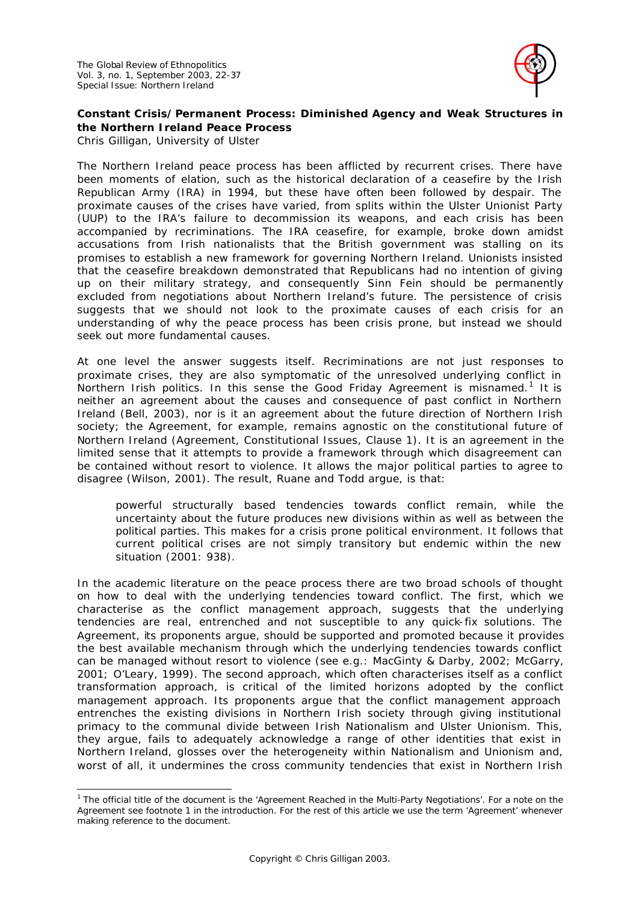**Constant Crisis/Permanent Process: Diminished Agency and Weak Structures in the Northern Ireland Peace Process**

Chris Gilligan, University of Ulster

The Northern Ireland peace process has been afflicted by recurrent crises. There have been moments of elation, such as the historical declaration of a ceasefire by the Irish Republican Army (IRA) in 1994, but these have often been followed by despair. The proximate causes of the crises have varied, from splits within the Ulster Unionist Party (UUP) to the IRA's failure to decommission its weapons, and each crisis has been accompanied by recriminations. The IRA ceasefire, for example, broke down amidst accusations from Irish nationalists that the British government was stalling on its promises to establish a new framework for governing Northern Ireland. Unionists insisted that the ceasefire breakdown demonstrated that Republicans had no intention of giving up on their military strategy, and consequently Sinn Fein should be permanently excluded from negotiations about Northern Ireland's future. The persistence of crisis suggests that we should not look to the proximate causes of each crisis for an understanding of why the peace process has been crisis prone, but instead we should seek out more fundamental causes.

At one level the answer suggests itself. Recriminations are not just responses to proximate crises, they are also symptomatic of the unresolved underlying conflict in Northern Irish politics. In this sense the Good Friday Agreement is misnamed.[1] It is neither an agreement about the causes and consequence of past conflict in Northern Ireland (Bell, 2003), nor is it an agreement about the future direction of Northern Irish society; the Agreement, for example, remains agnostic on the constitutional future of Northern Ireland (Agreement, Constitutional Issues, Clause 1). It is an agreement in the limited sense that it attempts to provide a framework through which disagreement can be contained without resort to violence. It allows the major political parties to agree to disagree (Wilson, 2001). The result, Ruane and Todd argue, is that:

> powerful structurally based tendencies towards conflict remain, while the uncertainty about the future produces new divisions within as well as between the political parties. This makes for a crisis prone political environment. It follows that current political crises are not simply transitory but endemic within the new situation (2001: 938).

In the academic literature on the peace process there are two broad schools of thought on how to deal with the underlying tendencies toward conflict. The first, which we characterise as the conflict management approach, suggests that the underlying tendencies are real, entrenched and not susceptible to any quick-fix solutions. The Agreement, its proponents argue, should be supported and promoted because it provides the best available mechanism through which the underlying tendencies towards conflict can be managed without resort to violence (see e.g.: MacGinty & Darby, 2002; McGarry, 2001; O'Leary, 1999). The second approach, which often characterises itself as a conflict transformation approach, is critical of the limited horizons adopted by the conflict management approach. Its proponents argue that the conflict management approach entrenches the existing divisions in Northern Irish society through giving institutional primacy to the communal divide between Irish Nationalism and Ulster Unionism. This, they argue, fails to adequately acknowledge a range of other identities that exist in Northern Ireland, glosses over the heterogeneity within Nationalism and Unionism and, worst of all, it undermines the cross community tendencies that exist in Northern Irish

[1] The official title of the document is the 'Agreement Reached in the Multi-Party Negotiations'. For a note on the Agreement see footnote 1 in the introduction. For the rest of this article we use the term 'Agreement' whenever making reference to the document.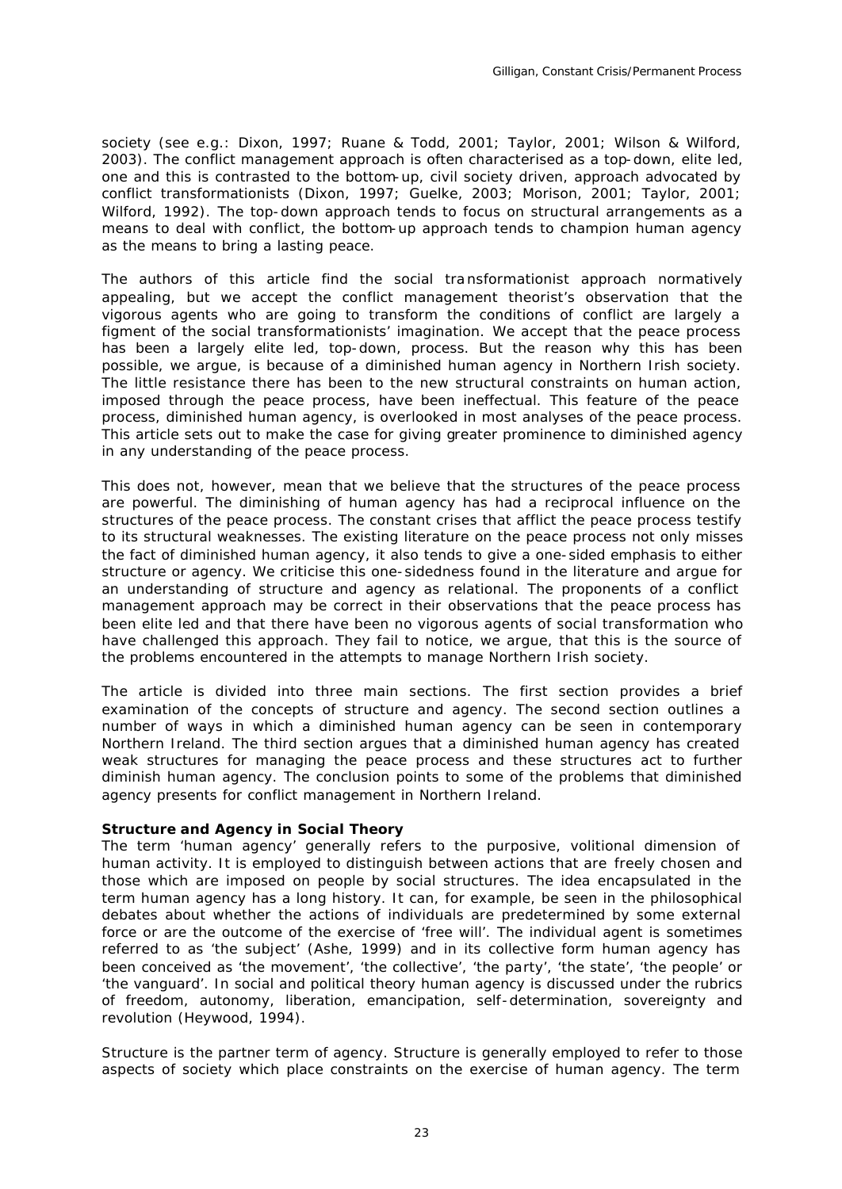society (see e.g.: Dixon, 1997; Ruane & Todd, 2001; Taylor, 2001; Wilson & Wilford, 2003). The conflict management approach is often characterised as a top-down, elite led, one and this is contrasted to the bottom-up, civil society driven, approach advocated by conflict transformationists (Dixon, 1997; Guelke, 2003; Morison, 2001; Taylor, 2001; Wilford, 1992). The top-down approach tends to focus on structural arrangements as a means to deal with conflict, the bottom-up approach tends to champion human agency as the means to bring a lasting peace.

The authors of this article find the social transformationist approach normatively appealing, but we accept the conflict management theorist's observation that the vigorous agents who are going to transform the conditions of conflict are largely a figment of the social transformationists' imagination. We accept that the peace process has been a largely elite led, top-down, process. But the reason why this has been possible, we argue, is because of a diminished human agency in Northern Irish society. The little resistance there has been to the new structural constraints on human action, imposed through the peace process, have been ineffectual. This feature of the peace process, diminished human agency, is overlooked in most analyses of the peace process. This article sets out to make the case for giving greater prominence to diminished agency in any understanding of the peace process.

This does not, however, mean that we believe that the structures of the peace process are powerful. The diminishing of human agency has had a reciprocal influence on the structures of the peace process. The constant crises that afflict the peace process testify to its structural weaknesses. The existing literature on the peace process not only misses the fact of diminished human agency, it also tends to give a one-sided emphasis to either structure or agency. We criticise this one-sidedness found in the literature and argue for an understanding of structure and agency as relational. The proponents of a conflict management approach may be correct in their observations that the peace process has been elite led and that there have been no vigorous agents of social transformation who have challenged this approach. They fail to notice, we argue, that this is the source of the problems encountered in the attempts to manage Northern Irish society.

The article is divided into three main sections. The first section provides a brief examination of the concepts of structure and agency. The second section outlines a number of ways in which a diminished human agency can be seen in contemporary Northern Ireland. The third section argues that a diminished human agency has created weak structures for managing the peace process and these structures act to further diminish human agency. The conclusion points to some of the problems that diminished agency presents for conflict management in Northern Ireland.

**Structure and Agency in Social Theory**

The term 'human agency' generally refers to the purposive, volitional dimension of human activity. It is employed to distinguish between actions that are freely chosen and those which are imposed on people by social structures. The idea encapsulated in the term human agency has a long history. It can, for example, be seen in the philosophical debates about whether the actions of individuals are predetermined by some external force or are the outcome of the exercise of 'free will'. The individual agent is sometimes referred to as 'the subject' (Ashe, 1999) and in its collective form human agency has been conceived as 'the movement', 'the collective', 'the party', 'the state', 'the people' or 'the vanguard'. In social and political theory human agency is discussed under the rubrics of freedom, autonomy, liberation, emancipation, self-determination, sovereignty and revolution (Heywood, 1994).

Structure is the partner term of agency. Structure is generally employed to refer to those aspects of society which place constraints on the exercise of human agency. The term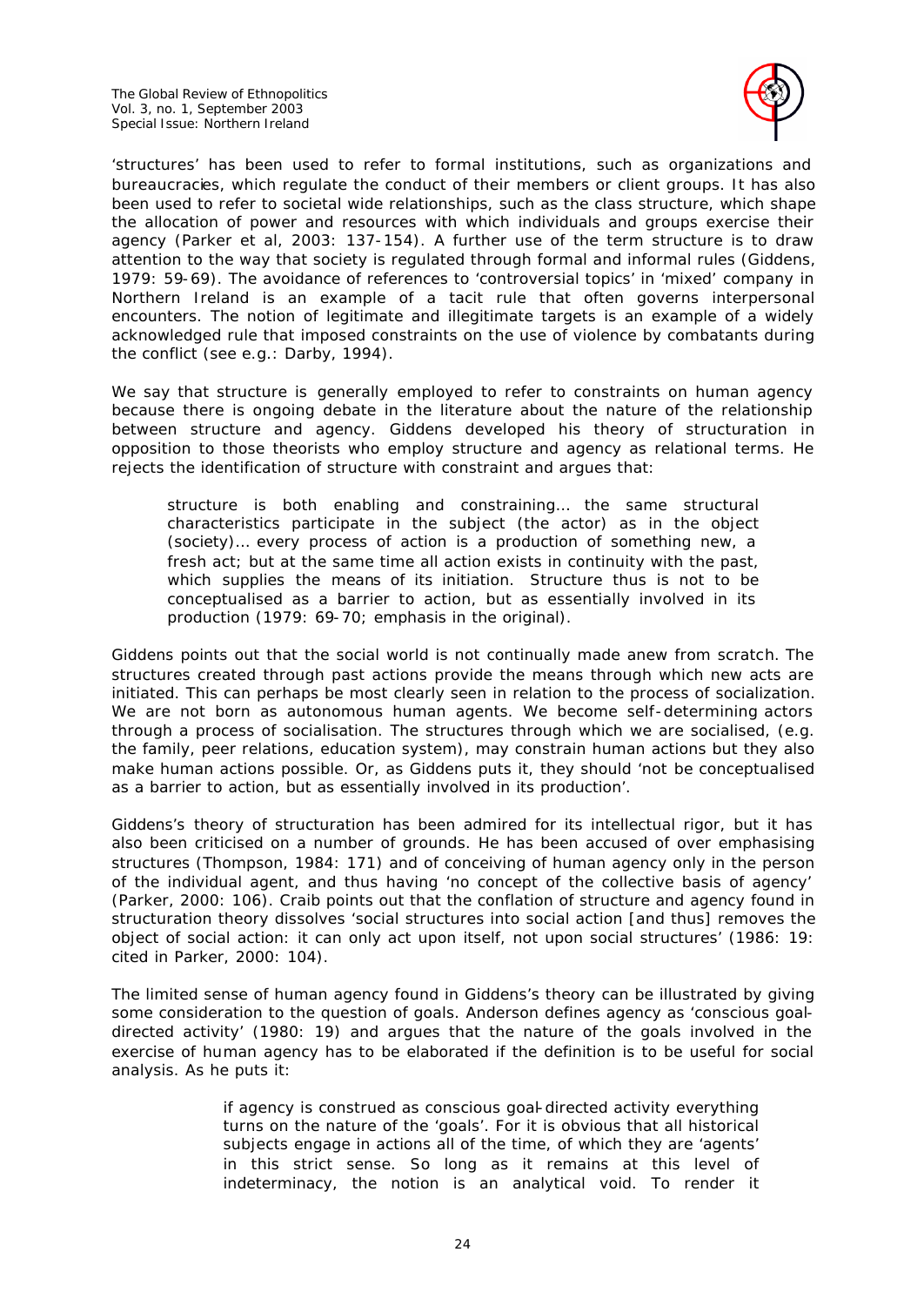'structures' has been used to refer to formal institutions, such as organizations and bureaucracies, which regulate the conduct of their members or client groups. It has also been used to refer to societal wide relationships, such as the class structure, which shape the allocation of power and resources with which individuals and groups exercise their agency (Parker et al, 2003: 137-154). A further use of the term structure is to draw attention to the way that society is regulated through formal and informal rules (Giddens, 1979: 59-69). The avoidance of references to 'controversial topics' in 'mixed' company in Northern Ireland is an example of a tacit rule that often governs interpersonal encounters. The notion of legitimate and illegitimate targets is an example of a widely acknowledged rule that imposed constraints on the use of violence by combatants during the conflict (see e.g.: Darby, 1994).

We say that structure is generally employed to refer to constraints on human agency because there is ongoing debate in the literature about the nature of the relationship between structure and agency. Giddens developed his theory of structuration in opposition to those theorists who employ structure and agency as relational terms. He rejects the identification of structure with constraint and argues that:

> structure is both enabling and constraining… the same structural characteristics participate in the subject (the actor) as in the object (society)… every process of action is a production of something new, a fresh act; but at the same time all action exists in continuity with the past, which supplies the means of its initiation. Structure thus is not to be conceptualised as a barrier to action, but as essentially involved in its production (1979: 69-70; emphasis in the original).

Giddens points out that the social world is not continually made anew from scratch. The structures created through past actions provide the means through which new acts are initiated. This can perhaps be most clearly seen in relation to the process of socialization. We are not born as autonomous human agents. We become self-determining actors through a process of socialisation. The structures through which we are socialised, (e.g. the family, peer relations, education system), may constrain human actions but they also make human actions possible. Or, as Giddens puts it, they should 'not be conceptualised as a barrier to action, but as essentially involved in its production'.

Giddens's theory of structuration has been admired for its intellectual rigor, but it has also been criticised on a number of grounds. He has been accused of over emphasising structures (Thompson, 1984: 171) and of conceiving of human agency only in the person of the individual agent, and thus having 'no concept of the collective basis of agency' (Parker, 2000: 106). Craib points out that the conflation of structure and agency found in structuration theory dissolves 'social structures into social action [and thus] removes the object of social action: it can only act upon itself, not upon social structures' (1986: 19: cited in Parker, 2000: 104).

The limited sense of human agency found in Giddens's theory can be illustrated by giving some consideration to the question of goals. Anderson defines agency as 'conscious goal-directed activity' (1980: 19) and argues that the nature of the goals involved in the exercise of human agency has to be elaborated if the definition is to be useful for social analysis. As he puts it:

> if agency is construed as conscious goal-directed activity everything turns on the nature of the 'goals'. For it is obvious that all historical subjects engage in actions all of the time, of which they are 'agents' in this strict sense. So long as it remains at this level of indeterminacy, the notion is an analytical void. To render it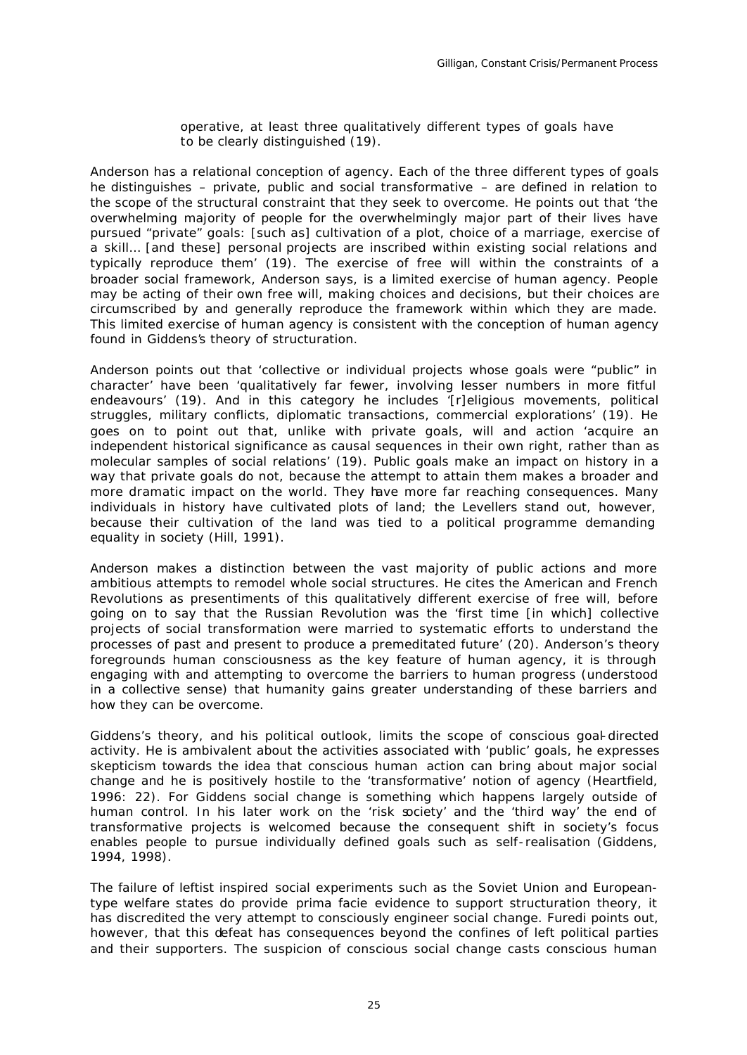> operative, at least three qualitatively different types of goals have to be clearly distinguished (19).

Anderson has a relational conception of agency. Each of the three different types of goals he distinguishes – private, public and social transformative – are defined in relation to the scope of the structural constraint that they seek to overcome. He points out that 'the overwhelming majority of people for the overwhelmingly major part of their lives have pursued "private" goals: [such as] cultivation of a plot, choice of a marriage, exercise of a skill… [and these] personal projects are inscribed within existing social relations and typically reproduce them' (19). The exercise of free will within the constraints of a broader social framework, Anderson says, is a limited exercise of human agency. People may be acting of their own free will, making choices and decisions, but their choices are circumscribed by and generally reproduce the framework within which they are made. This limited exercise of human agency is consistent with the conception of human agency found in Giddens's theory of structuration.

Anderson points out that 'collective or individual projects whose goals were "public" in character' have been 'qualitatively far fewer, involving lesser numbers in more fitful endeavours' (19). And in this category he includes '[r]eligious movements, political struggles, military conflicts, diplomatic transactions, commercial explorations' (19). He goes on to point out that, unlike with private goals, will and action 'acquire an independent historical significance as causal sequences in their own right, rather than as molecular samples of social relations' (19). Public goals make an impact on history in a way that private goals do not, because the attempt to attain them makes a broader and more dramatic impact on the world. They have more far reaching consequences. Many individuals in history have cultivated plots of land; the Levellers stand out, however, because their cultivation of the land was tied to a political programme demanding equality in society (Hill, 1991).

Anderson makes a distinction between the vast majority of public actions and more ambitious attempts to remodel whole social structures. He cites the American and French Revolutions as presentiments of this qualitatively different exercise of free will, before going on to say that the Russian Revolution was the 'first time [in which] collective projects of social transformation were married to systematic efforts to understand the processes of past and present to produce a premeditated future' (20). Anderson's theory foregrounds human consciousness as the key feature of human agency, it is through engaging with and attempting to overcome the barriers to human progress (understood in a collective sense) that humanity gains greater understanding of these barriers and how they can be overcome.

Giddens's theory, and his political outlook, limits the scope of conscious goal-directed activity. He is ambivalent about the activities associated with 'public' goals, he expresses skepticism towards the idea that conscious human action can bring about major social change and he is positively hostile to the 'transformative' notion of agency (Heartfield, 1996: 22). For Giddens social change is something which happens largely outside of human control. In his later work on the 'risk society' and the 'third way' the end of transformative projects is welcomed because the consequent shift in society's focus enables people to pursue individually defined goals such as self-realisation (Giddens, 1994, 1998).

The failure of leftist inspired social experiments such as the Soviet Union and European-type welfare states do provide prima facie evidence to support structuration theory, it has discredited the very attempt to consciously engineer social change. Furedi points out, however, that this defeat has consequences beyond the confines of left political parties and their supporters. The suspicion of conscious social change casts conscious human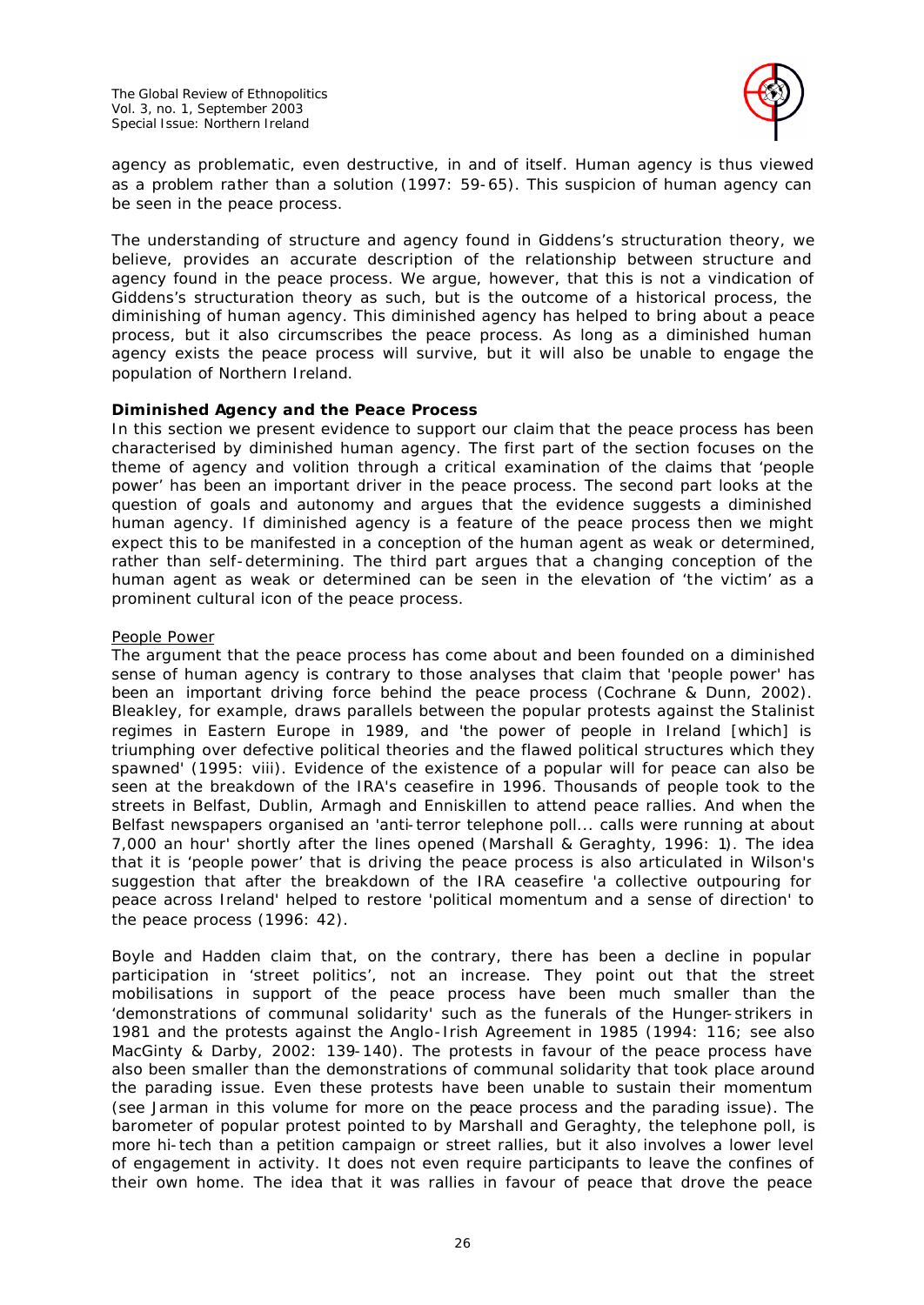agency as problematic, even destructive, in and of itself. Human agency is thus viewed as a problem rather than a solution (1997: 59-65). This suspicion of human agency can be seen in the peace process.

The understanding of structure and agency found in Giddens's structuration theory, we believe, provides an accurate description of the relationship between structure and agency found in the peace process. We argue, however, that this is not a vindication of Giddens's structuration theory as such, but is the outcome of a historical process, the diminishing of human agency. This diminished agency has helped to bring about a peace process, but it also circumscribes the peace process. As long as a diminished human agency exists the peace process will survive, but it will also be unable to engage the population of Northern Ireland.

**Diminished Agency and the Peace Process**

In this section we present evidence to support our claim that the peace process has been characterised by diminished human agency. The first part of the section focuses on the theme of agency and volition through a critical examination of the claims that 'people power' has been an important driver in the peace process. The second part looks at the question of goals and autonomy and argues that the evidence suggests a diminished human agency. If diminished agency is a feature of the peace process then we might expect this to be manifested in a conception of the human agent as weak or determined, rather than self-determining. The third part argues that a changing conception of the human agent as weak or determined can be seen in the elevation of 'the victim' as a prominent cultural icon of the peace process.

People Power

The argument that the peace process has come about and been founded on a diminished sense of human agency is contrary to those analyses that claim that 'people power' has been an important driving force behind the peace process (Cochrane & Dunn, 2002). Bleakley, for example, draws parallels between the popular protests against the Stalinist regimes in Eastern Europe in 1989, and 'the power of people in Ireland [which] is triumphing over defective political theories and the flawed political structures which they spawned' (1995: viii). Evidence of the existence of a popular will for peace can also be seen at the breakdown of the IRA's ceasefire in 1996. Thousands of people took to the streets in Belfast, Dublin, Armagh and Enniskillen to attend peace rallies. And when the Belfast newspapers organised an 'anti-terror telephone poll... calls were running at about 7,000 an hour' shortly after the lines opened (Marshall & Geraghty, 1996: 1). The idea that it is 'people power' that is driving the peace process is also articulated in Wilson's suggestion that after the breakdown of the IRA ceasefire 'a collective outpouring for peace across Ireland' helped to restore 'political momentum and a sense of direction' to the peace process (1996: 42).

Boyle and Hadden claim that, on the contrary, there has been a decline in popular participation in 'street politics', not an increase. They point out that the street mobilisations in support of the peace process have been much smaller than the 'demonstrations of communal solidarity' such as the funerals of the Hunger-strikers in 1981 and the protests against the Anglo-Irish Agreement in 1985 (1994: 116; see also MacGinty & Darby, 2002: 139-140). The protests in favour of the peace process have also been smaller than the demonstrations of communal solidarity that took place around the parading issue. Even these protests have been unable to sustain their momentum (see Jarman in this volume for more on the peace process and the parading issue). The barometer of popular protest pointed to by Marshall and Geraghty, the telephone poll, is more hi-tech than a petition campaign or street rallies, but it also involves a lower level of engagement in activity. It does not even require participants to leave the confines of their own home. The idea that it was rallies in favour of peace that drove the peace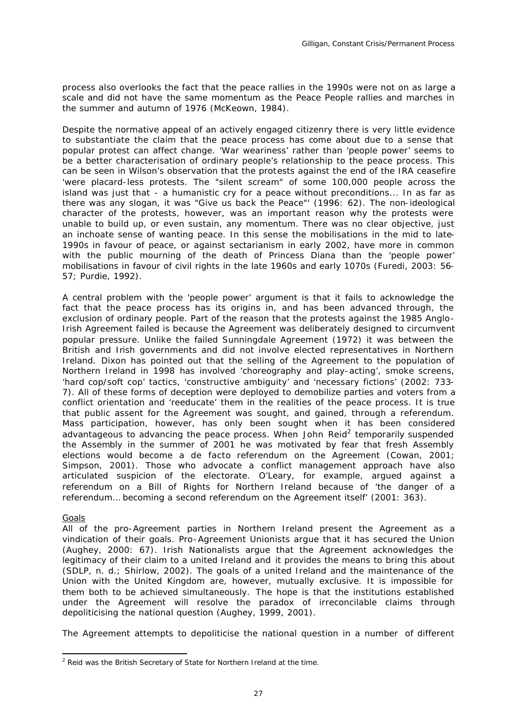process also overlooks the fact that the peace rallies in the 1990s were not on as large a scale and did not have the same momentum as the Peace People rallies and marches in the summer and autumn of 1976 (McKeown, 1984).

Despite the normative appeal of an actively engaged citizenry there is very little evidence to substantiate the claim that the peace process has come about due to a sense that popular protest can affect change. 'War weariness' rather than 'people power' seems to be a better characterisation of ordinary people's relationship to the peace process. This can be seen in Wilson's observation that the protests against the end of the IRA ceasefire 'were placard-less protests. The "silent scream" of some 100,000 people across the island was just that - a humanistic cry for a peace without preconditions... In as far as there was any slogan, it was "Give us back the Peace"' (1996: 62). The non-ideological character of the protests, however, was an important reason why the protests were unable to build up, or even sustain, any momentum. There was no clear objective, just an inchoate sense of wanting peace. In this sense the mobilisations in the mid to late-1990s in favour of peace, or against sectarianism in early 2002, have more in common with the public mourning of the death of Princess Diana than the 'people power' mobilisations in favour of civil rights in the late 1960s and early 1070s (Furedi, 2003: 56-57; Purdie, 1992).

A central problem with the 'people power' argument is that it fails to acknowledge the fact that the peace process has its origins in, and has been advanced through, the exclusion of ordinary people. Part of the reason that the protests against the 1985 Anglo-Irish Agreement failed is because the Agreement was deliberately designed to circumvent popular pressure. Unlike the failed Sunningdale Agreement (1972) it was between the British and Irish governments and did not involve elected representatives in Northern Ireland. Dixon has pointed out that the selling of the Agreement to the population of Northern Ireland in 1998 has involved 'choreography and play-acting', smoke screens, 'hard cop/soft cop' tactics, 'constructive ambiguity' and 'necessary fictions' (2002: 733-7). All of these forms of deception were deployed to demobilize parties and voters from a conflict orientation and 'reeducate' them in the realities of the peace process. It is true that public assent for the Agreement was sought, and gained, through a referendum. Mass participation, however, has only been sought when it has been considered advantageous to advancing the peace process. When John Reid[2] temporarily suspended the Assembly in the summer of 2001 he was motivated by fear that fresh Assembly elections would become a de facto referendum on the Agreement (Cowan, 2001; Simpson, 2001). Those who advocate a conflict management approach have also articulated suspicion of the electorate. O'Leary, for example, argued against a referendum on a Bill of Rights for Northern Ireland because of 'the danger of a referendum… becoming a second referendum on the Agreement itself' (2001: 363).

## Goals

All of the pro-Agreement parties in Northern Ireland present the Agreement as a vindication of their goals. Pro-Agreement Unionists argue that it has secured the Union (Aughey, 2000: 67). Irish Nationalists argue that the Agreement acknowledges the legitimacy of their claim to a united Ireland and it provides the means to bring this about (SDLP, n. d.; Shirlow, 2002). The goals of a united Ireland and the maintenance of the Union with the United Kingdom are, however, mutually exclusive. It is impossible for them both to be achieved simultaneously. The hope is that the institutions established under the Agreement will resolve the paradox of irreconcilable claims through depoliticising the national question (Aughey, 1999, 2001).

The Agreement attempts to depoliticise the national question in a number of different

[2] Reid was the British Secretary of State for Northern Ireland at the time.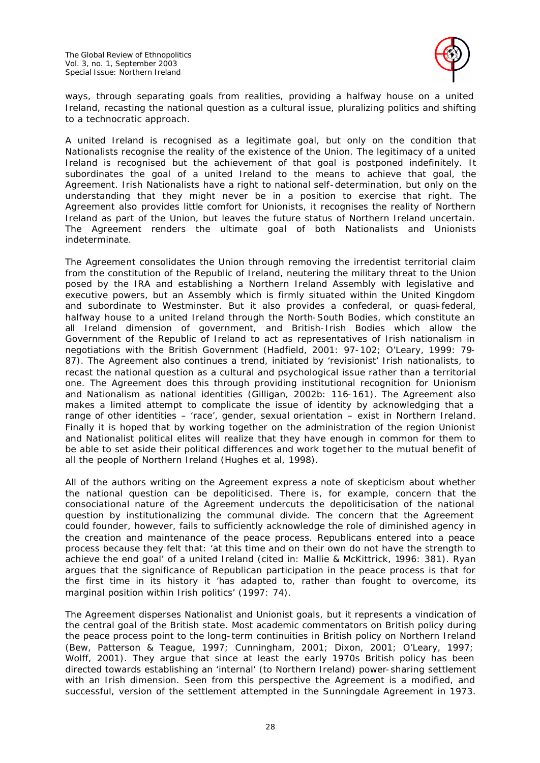ways, through separating goals from realities, providing a halfway house on a united Ireland, recasting the national question as a cultural issue, pluralizing politics and shifting to a technocratic approach.

A united Ireland is recognised as a legitimate goal, but only on the condition that Nationalists recognise the reality of the existence of the Union. The legitimacy of a united Ireland is recognised but the achievement of that goal is postponed indefinitely. It subordinates the goal of a united Ireland to the means to achieve that goal, the Agreement. Irish Nationalists have a right to national self-determination, but only on the understanding that they might never be in a position to exercise that right. The Agreement also provides little comfort for Unionists, it recognises the reality of Northern Ireland as part of the Union, but leaves the future status of Northern Ireland uncertain. The Agreement renders the ultimate goal of both Nationalists and Unionists indeterminate.

The Agreement consolidates the Union through removing the irredentist territorial claim from the constitution of the Republic of Ireland, neutering the military threat to the Union posed by the IRA and establishing a Northern Ireland Assembly with legislative and executive powers, but an Assembly which is firmly situated within the United Kingdom and subordinate to Westminster. But it also provides a confederal, or quasi-federal, halfway house to a united Ireland through the North-South Bodies, which constitute an all Ireland dimension of government, and British-Irish Bodies which allow the Government of the Republic of Ireland to act as representatives of Irish nationalism in negotiations with the British Government (Hadfield, 2001: 97-102; O'Leary, 1999: 79-87). The Agreement also continues a trend, initiated by 'revisionist' Irish nationalists, to recast the national question as a cultural and psychological issue rather than a territorial one. The Agreement does this through providing institutional recognition for Unionism and Nationalism as national identities (Gilligan, 2002b: 116-161). The Agreement also makes a limited attempt to complicate the issue of identity by acknowledging that a range of other identities – 'race', gender, sexual orientation – exist in Northern Ireland. Finally it is hoped that by working together on the administration of the region Unionist and Nationalist political elites will realize that they have enough in common for them to be able to set aside their political differences and work together to the mutual benefit of all the people of Northern Ireland (Hughes et al, 1998).

All of the authors writing on the Agreement express a note of skepticism about whether the national question can be depoliticised. There is, for example, concern that the consociational nature of the Agreement undercuts the depoliticisation of the national question by institutionalizing the communal divide. The concern that the Agreement could founder, however, fails to sufficiently acknowledge the role of diminished agency in the creation and maintenance of the peace process. Republicans entered into a peace process because they felt that: 'at this time and on their own do not have the strength to achieve the end goal' of a united Ireland (cited in: Mallie & McKittrick, 1996: 381). Ryan argues that the significance of Republican participation in the peace process is that for the first time in its history it 'has adapted to, rather than fought to overcome, its marginal position within Irish politics' (1997: 74).

The Agreement disperses Nationalist and Unionist goals, but it represents a vindication of the central goal of the British state. Most academic commentators on British policy during the peace process point to the long-term continuities in British policy on Northern Ireland (Bew, Patterson & Teague, 1997; Cunningham, 2001; Dixon, 2001; O'Leary, 1997; Wolff, 2001). They argue that since at least the early 1970s British policy has been directed towards establishing an 'internal' (to Northern Ireland) power-sharing settlement with an Irish dimension. Seen from this perspective the Agreement is a modified, and successful, version of the settlement attempted in the Sunningdale Agreement in 1973.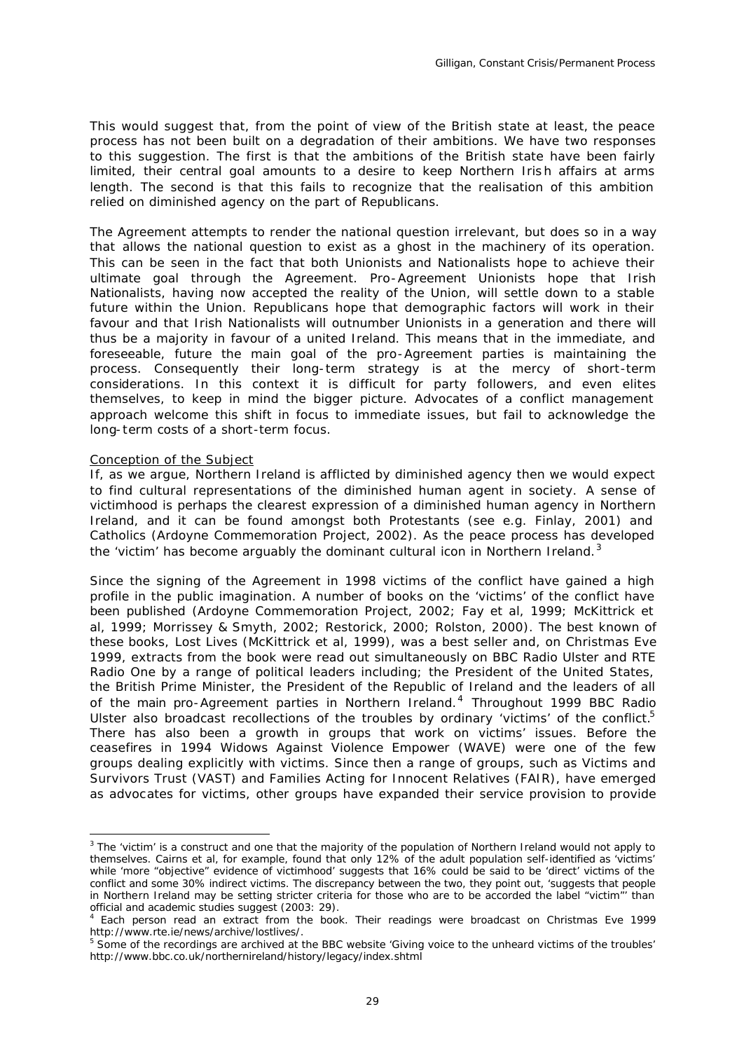This would suggest that, from the point of view of the British state at least, the peace process has not been built on a degradation of their ambitions. We have two responses to this suggestion. The first is that the ambitions of the British state have been fairly limited, their central goal amounts to a desire to keep Northern Irish affairs at arms length. The second is that this fails to recognize that the realisation of this ambition relied on diminished agency on the part of Republicans.

The Agreement attempts to render the national question irrelevant, but does so in a way that allows the national question to exist as a ghost in the machinery of its operation. This can be seen in the fact that both Unionists and Nationalists hope to achieve their ultimate goal through the Agreement. Pro-Agreement Unionists hope that Irish Nationalists, having now accepted the reality of the Union, will settle down to a stable future within the Union. Republicans hope that demographic factors will work in their favour and that Irish Nationalists will outnumber Unionists in a generation and there will thus be a majority in favour of a united Ireland. This means that in the immediate, and foreseeable, future the main goal of the pro-Agreement parties is maintaining the process. Consequently their long-term strategy is at the mercy of short-term considerations. In this context it is difficult for party followers, and even elites themselves, to keep in mind the bigger picture. Advocates of a conflict management approach welcome this shift in focus to immediate issues, but fail to acknowledge the long-term costs of a short-term focus.

<u>Conception of the Subject</u>

If, as we argue, Northern Ireland is afflicted by diminished agency then we would expect to find cultural representations of the diminished human agent in society. A sense of victimhood is perhaps the clearest expression of a diminished human agency in Northern Ireland, and it can be found amongst both Protestants (see e.g. Finlay, 2001) and Catholics (Ardoyne Commemoration Project, 2002). As the peace process has developed the 'victim' has become arguably the dominant cultural icon in Northern Ireland.[3]

Since the signing of the Agreement in 1998 victims of the conflict have gained a high profile in the public imagination. A number of books on the 'victims' of the conflict have been published (Ardoyne Commemoration Project, 2002; Fay et al, 1999; McKittrick et al, 1999; Morrissey & Smyth, 2002; Restorick, 2000; Rolston, 2000). The best known of these books, Lost Lives (McKittrick et al, 1999), was a best seller and, on Christmas Eve 1999, extracts from the book were read out simultaneously on BBC Radio Ulster and RTE Radio One by a range of political leaders including; the President of the United States, the British Prime Minister, the President of the Republic of Ireland and the leaders of all of the main pro-Agreement parties in Northern Ireland.[4] Throughout 1999 BBC Radio Ulster also broadcast recollections of the troubles by ordinary 'victims' of the conflict.[5] There has also been a growth in groups that work on victims' issues. Before the ceasefires in 1994 Widows Against Violence Empower (WAVE) were one of the few groups dealing explicitly with victims. Since then a range of groups, such as Victims and Survivors Trust (VAST) and Families Acting for Innocent Relatives (FAIR), have emerged as advocates for victims, other groups have expanded their service provision to provide

---

[3] The 'victim' is a construct and one that the majority of the population of Northern Ireland would not apply to themselves. Cairns et al, for example, found that only 12% of the adult population self-identified as 'victims' while 'more "objective" evidence of victimhood' suggests that 16% could be said to be 'direct' victims of the conflict and some 30% indirect victims. The discrepancy between the two, they point out, 'suggests that people in Northern Ireland may be setting stricter criteria for those who are to be accorded the label "victim"' than official and academic studies suggest (2003: 29).

[4] Each person read an extract from the book. Their readings were broadcast on Christmas Eve 1999 http://www.rte.ie/news/archive/lostlives/.

[5] Some of the recordings are archived at the BBC website 'Giving voice to the unheard victims of the troubles' http://www.bbc.co.uk/northernireland/history/legacy/index.shtml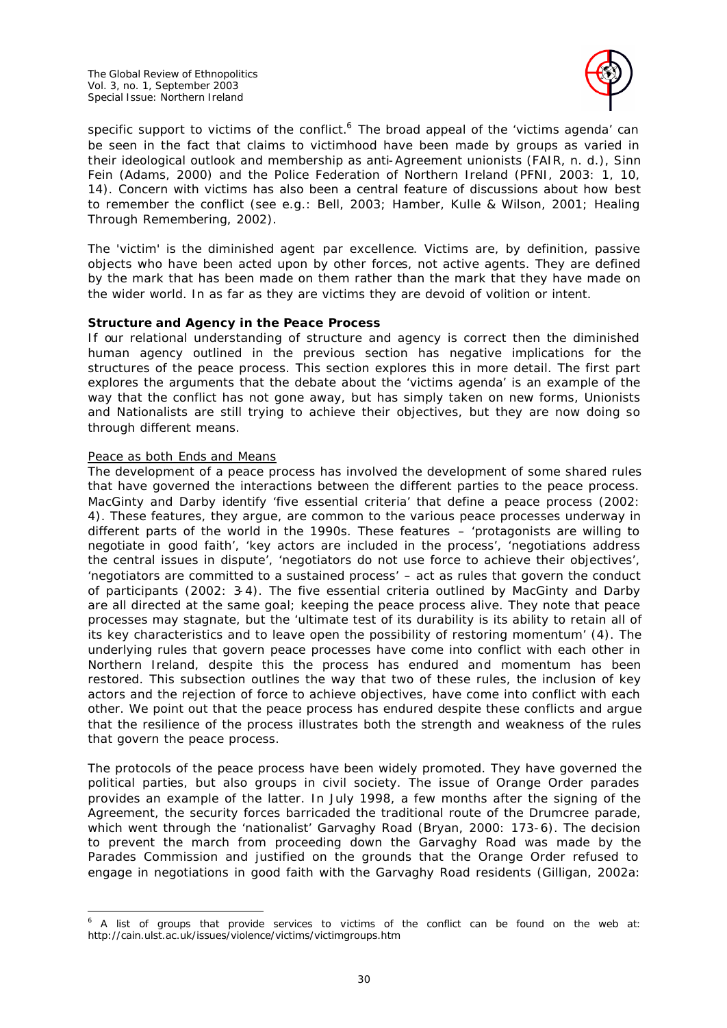specific support to victims of the conflict.[6] The broad appeal of the 'victims agenda' can be seen in the fact that claims to victimhood have been made by groups as varied in their ideological outlook and membership as anti-Agreement unionists (FAIR, n. d.), Sinn Fein (Adams, 2000) and the Police Federation of Northern Ireland (PFNI, 2003: 1, 10, 14). Concern with victims has also been a central feature of discussions about how best to remember the conflict (see e.g.: Bell, 2003; Hamber, Kulle & Wilson, 2001; Healing Through Remembering, 2002).

The 'victim' is the diminished agent *par excellence*. Victims are, by definition, passive objects who have been acted upon by other forces, not active agents. They are defined by the mark that has been made on them rather than the mark that they have made on the wider world. In as far as they are victims they are devoid of volition or intent.

**Structure and Agency in the Peace Process**

If our relational understanding of structure and agency is correct then the diminished human agency outlined in the previous section has negative implications for the structures of the peace process. This section explores this in more detail. The first part explores the arguments that the debate about the 'victims agenda' is an example of the way that the conflict has not gone away, but has simply taken on new forms, Unionists and Nationalists are still trying to achieve their objectives, but they are now doing so through different means.

Peace as both Ends and Means

The development of a peace process has involved the development of some shared rules that have governed the interactions between the different parties to the peace process. MacGinty and Darby identify 'five essential criteria' that define a peace process (2002: 4). These features, they argue, are common to the various peace processes underway in different parts of the world in the 1990s. These features – 'protagonists are willing to negotiate in good faith', 'key actors are included in the process', 'negotiations address the central issues in dispute', 'negotiators do not use force to achieve their objectives', 'negotiators are committed to a sustained process' – act as rules that govern the conduct of participants (2002: 3-4). The five essential criteria outlined by MacGinty and Darby are all directed at the same goal; keeping the peace process alive. They note that peace processes may stagnate, but the 'ultimate test of its durability is its ability to retain all of its key characteristics and to leave open the possibility of restoring momentum' (4). The underlying rules that govern peace processes have come into conflict with each other in Northern Ireland, despite this the process has endured and momentum has been restored. This subsection outlines the way that two of these rules, the inclusion of key actors and the rejection of force to achieve objectives, have come into conflict with each other. We point out that the peace process has endured despite these conflicts and argue that the resilience of the process illustrates both the strength and weakness of the rules that govern the peace process.

The protocols of the peace process have been widely promoted. They have governed the political parties, but also groups in civil society. The issue of Orange Order parades provides an example of the latter. In July 1998, a few months after the signing of the Agreement, the security forces barricaded the traditional route of the Drumcree parade, which went through the 'nationalist' Garvaghy Road (Bryan, 2000: 173-6). The decision to prevent the march from proceeding down the Garvaghy Road was made by the Parades Commission and justified on the grounds that the Orange Order refused to engage in negotiations in good faith with the Garvaghy Road residents (Gilligan, 2002a:

[6] A list of groups that provide services to victims of the conflict can be found on the web at: http://cain.ulst.ac.uk/issues/violence/victims/victimgroups.htm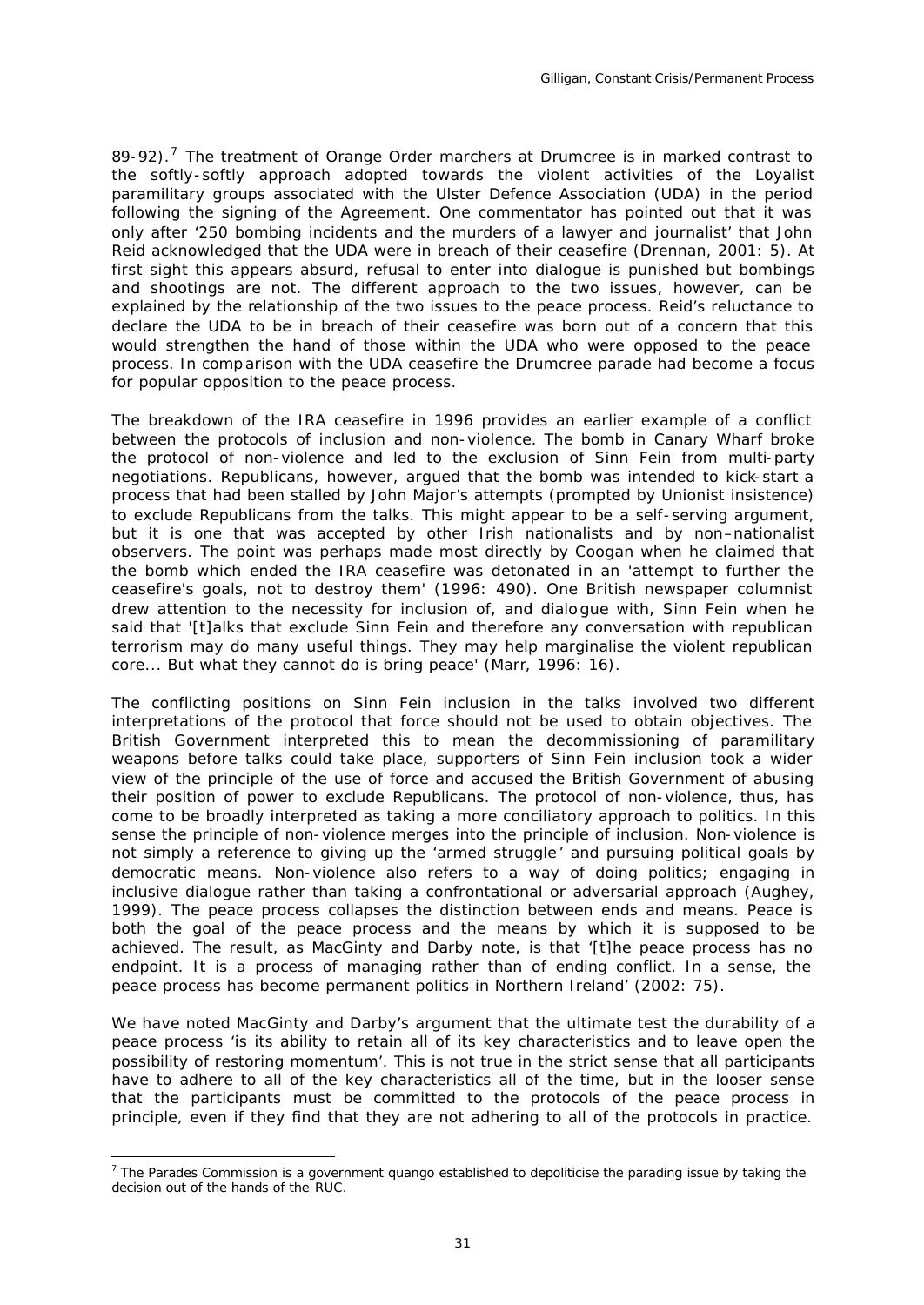89-92).[7] The treatment of Orange Order marchers at Drumcree is in marked contrast to the softly-softly approach adopted towards the violent activities of the Loyalist paramilitary groups associated with the Ulster Defence Association (UDA) in the period following the signing of the Agreement. One commentator has pointed out that it was only after '250 bombing incidents and the murders of a lawyer and journalist' that John Reid acknowledged that the UDA were in breach of their ceasefire (Drennan, 2001: 5). At first sight this appears absurd, refusal to enter into dialogue is punished but bombings and shootings are not. The different approach to the two issues, however, can be explained by the relationship of the two issues to the peace process. Reid's reluctance to declare the UDA to be in breach of their ceasefire was born out of a concern that this would strengthen the hand of those within the UDA who were opposed to the peace process. In comparison with the UDA ceasefire the Drumcree parade had become a focus for popular opposition to the peace process.

The breakdown of the IRA ceasefire in 1996 provides an earlier example of a conflict between the protocols of inclusion and non-violence. The bomb in Canary Wharf broke the protocol of non-violence and led to the exclusion of Sinn Fein from multi-party negotiations. Republicans, however, argued that the bomb was intended to kick-start a process that had been stalled by John Major's attempts (prompted by Unionist insistence) to exclude Republicans from the talks. This might appear to be a self-serving argument, but it is one that was accepted by other Irish nationalists and by non–nationalist observers. The point was perhaps made most directly by Coogan when he claimed that the bomb which ended the IRA ceasefire was detonated in an 'attempt to further the ceasefire's goals, not to destroy them' (1996: 490). One British newspaper columnist drew attention to the necessity for inclusion of, and dialogue with, Sinn Fein when he said that '[t]alks that exclude Sinn Fein and therefore any conversation with republican terrorism may do many useful things. They may help marginalise the violent republican core... But what they cannot do is bring peace' (Marr, 1996: 16).

The conflicting positions on Sinn Fein inclusion in the talks involved two different interpretations of the protocol that force should not be used to obtain objectives. The British Government interpreted this to mean the decommissioning of paramilitary weapons before talks could take place, supporters of Sinn Fein inclusion took a wider view of the principle of the use of force and accused the British Government of abusing their position of power to exclude Republicans. The protocol of non-violence, thus, has come to be broadly interpreted as taking a more conciliatory approach to politics. In this sense the principle of non-violence merges into the principle of inclusion. Non-violence is not simply a reference to giving up the 'armed struggle' and pursuing political goals by democratic means. Non-violence also refers to a way of doing politics; engaging in inclusive dialogue rather than taking a confrontational or adversarial approach (Aughey, 1999). The peace process collapses the distinction between ends and means. Peace is both the goal of the peace process and the means by which it is supposed to be achieved. The result, as MacGinty and Darby note, is that '[t]he peace process has no endpoint. It is a process of managing rather than of ending conflict. In a sense, the peace process has become permanent politics in Northern Ireland' (2002: 75).

We have noted MacGinty and Darby's argument that the ultimate test the durability of a peace process 'is its ability to retain all of its key characteristics and to leave open the possibility of restoring momentum'. This is not true in the strict sense that all participants have to adhere to all of the key characteristics all of the time, but in the looser sense that the participants must be committed to the protocols of the peace process in principle, even if they find that they are not adhering to all of the protocols in practice.

---

[7] The Parades Commission is a government quango established to depoliticise the parading issue by taking the decision out of the hands of the RUC.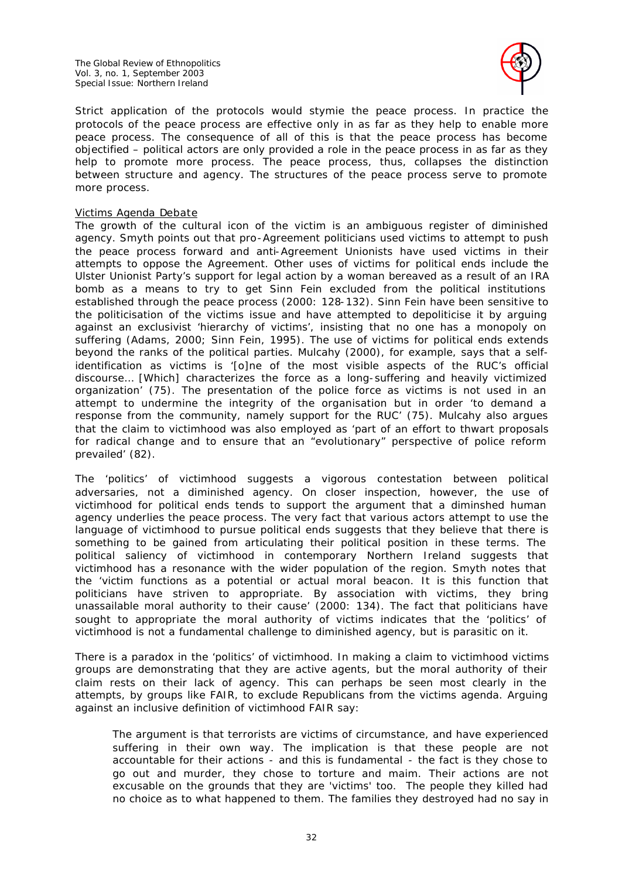Strict application of the protocols would stymie the peace process. In practice the protocols of the peace process are effective only in as far as they help to enable more peace process. The consequence of all of this is that the peace process has become objectified – political actors are only provided a role in the peace process in as far as they help to promote more process. The peace process, thus, collapses the distinction between structure and agency. The structures of the peace process serve to promote more process.

### Victims Agenda Debate

The growth of the cultural icon of the victim is an ambiguous register of diminished agency. Smyth points out that pro-Agreement politicians used victims to attempt to push the peace process forward and anti-Agreement Unionists have used victims in their attempts to oppose the Agreement. Other uses of victims for political ends include the Ulster Unionist Party's support for legal action by a woman bereaved as a result of an IRA bomb as a means to try to get Sinn Fein excluded from the political institutions established through the peace process (2000: 128-132). Sinn Fein have been sensitive to the politicisation of the victims issue and have attempted to depoliticise it by arguing against an exclusivist 'hierarchy of victims', insisting that no one has a monopoly on suffering (Adams, 2000; Sinn Fein, 1995). The use of victims for political ends extends beyond the ranks of the political parties. Mulcahy (2000), for example, says that a self-identification as victims is '[o]ne of the most visible aspects of the RUC's official discourse… [Which] characterizes the force as a long-suffering and heavily victimized organization' (75). The presentation of the police force as victims is not used in an attempt to undermine the integrity of the organisation but in order 'to demand a response from the community, namely support for the RUC' (75). Mulcahy also argues that the claim to victimhood was also employed as 'part of an effort to thwart proposals for radical change and to ensure that an "evolutionary" perspective of police reform prevailed' (82).

The 'politics' of victimhood suggests a vigorous contestation between political adversaries, not a diminished agency. On closer inspection, however, the use of victimhood for political ends tends to support the argument that a diminshed human agency underlies the peace process. The very fact that various actors attempt to use the language of victimhood to pursue political ends suggests that they believe that there is something to be gained from articulating their political position in these terms. The political saliency of victimhood in contemporary Northern Ireland suggests that victimhood has a resonance with the wider population of the region. Smyth notes that the 'victim functions as a potential or actual moral beacon. It is this function that politicians have striven to appropriate. By association with victims, they bring unassailable moral authority to their cause' (2000: 134). The fact that politicians have sought to appropriate the moral authority of victims indicates that the 'politics' of victimhood is not a fundamental challenge to diminished agency, but is parasitic on it.

There is a paradox in the 'politics' of victimhood. In making a claim to victimhood victims groups are demonstrating that they are active agents, but the moral authority of their claim rests on their lack of agency. This can perhaps be seen most clearly in the attempts, by groups like FAIR, to exclude Republicans from the victims agenda. Arguing against an inclusive definition of victimhood FAIR say:

> The argument is that terrorists are victims of circumstance, and have experienced suffering in their own way. The implication is that these people are not accountable for their actions - and this is fundamental - the fact is they chose to go out and murder, they chose to torture and maim. Their actions are not excusable on the grounds that they are 'victims' too. The people they killed had no choice as to what happened to them. The families they destroyed had no say in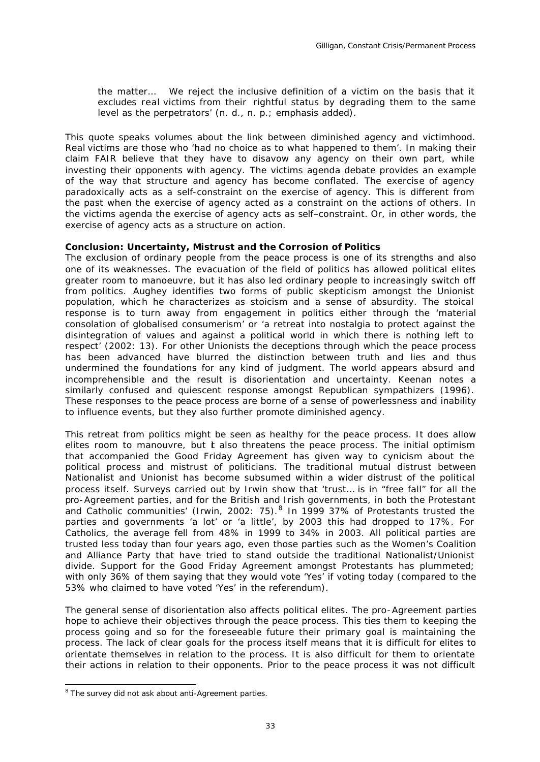the matter… We reject the inclusive definition of a victim on the basis that it excludes *real* victims from their rightful status by degrading them to the same level as the perpetrators' (n. d., n. p.; emphasis added).

This quote speaks volumes about the link between diminished agency and victimhood. Real victims are those who 'had no choice as to what happened to them'. In making their claim FAIR believe that they have to disavow any agency on their own part, while investing their opponents with agency. The victims agenda debate provides an example of the way that structure and agency has become conflated. The exercise of agency paradoxically acts as a self-constraint on the exercise of agency. This is different from the past when the exercise of agency acted as a constraint on the actions of others. In the victims agenda the exercise of agency acts as self–constraint. Or, in other words, the exercise of agency acts as a structure on action.

**Conclusion: Uncertainty, Mistrust and the Corrosion of Politics**

The exclusion of ordinary people from the peace process is one of its strengths and also one of its weaknesses. The evacuation of the field of politics has allowed political elites greater room to manoeuvre, but it has also led ordinary people to increasingly switch off from politics. Aughey identifies two forms of public skepticism amongst the Unionist population, which he characterizes as stoicism and a sense of absurdity. The stoical response is to turn away from engagement in politics either through the 'material consolation of globalised consumerism' or 'a retreat into nostalgia to protect against the disintegration of values and against a political world in which there is nothing left to respect' (2002: 13). For other Unionists the deceptions through which the peace process has been advanced have blurred the distinction between truth and lies and thus undermined the foundations for any kind of judgment. The world appears absurd and incomprehensible and the result is disorientation and uncertainty. Keenan notes a similarly confused and quiescent response amongst Republican sympathizers (1996). These responses to the peace process are borne of a sense of powerlessness and inability to influence events, but they also further promote diminished agency.

This retreat from politics might be seen as healthy for the peace process. It does allow elites room to manouvre, but it also threatens the peace process. The initial optimism that accompanied the Good Friday Agreement has given way to cynicism about the political process and mistrust of politicians. The traditional mutual distrust between Nationalist and Unionist has become subsumed within a wider distrust of the political process itself. Surveys carried out by Irwin show that 'trust… is in "free fall" for all the pro-Agreement parties, and for the British and Irish governments, in both the Protestant and Catholic communities' (Irwin, 2002: 75).[8] In 1999 37% of Protestants trusted the parties and governments 'a lot' or 'a little', by 2003 this had dropped to 17%. For Catholics, the average fell from 48% in 1999 to 34% in 2003. All political parties are trusted less today than four years ago, even those parties such as the Women's Coalition and Alliance Party that have tried to stand outside the traditional Nationalist/Unionist divide. Support for the Good Friday Agreement amongst Protestants has plummeted; with only 36% of them saying that they would vote 'Yes' if voting today (compared to the 53% who claimed to have voted 'Yes' in the referendum).

The general sense of disorientation also affects political elites. The pro-Agreement parties hope to achieve their objectives through the peace process. This ties them to keeping the process going and so for the foreseeable future their primary goal is maintaining the process. The lack of clear goals for the process itself means that it is difficult for elites to orientate themselves in relation to the process. It is also difficult for them to orientate their actions in relation to their opponents. Prior to the peace process it was not difficult

[8] The survey did not ask about anti-Agreement parties.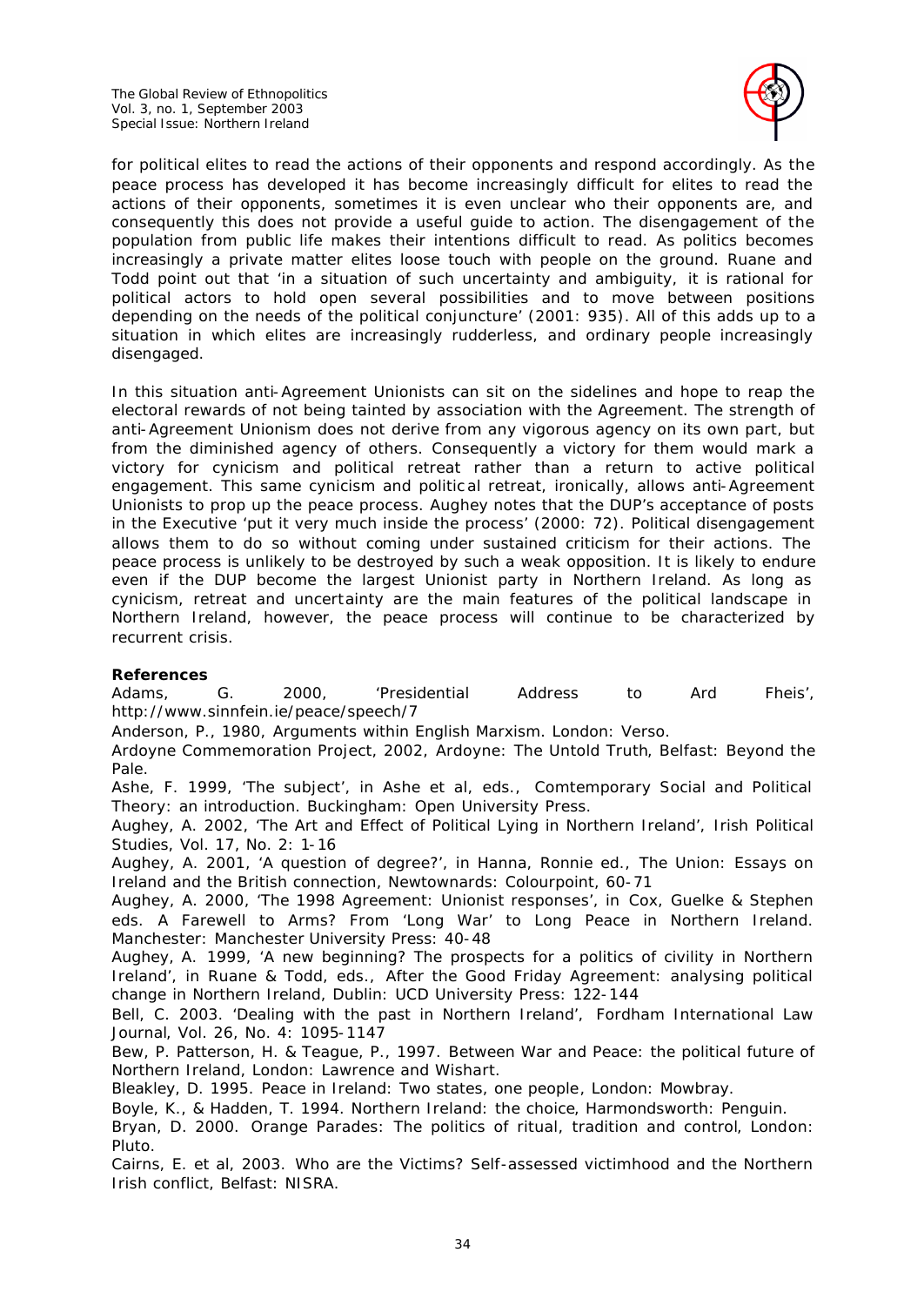for political elites to read the actions of their opponents and respond accordingly. As the peace process has developed it has become increasingly difficult for elites to read the actions of their opponents, sometimes it is even unclear who their opponents are, and consequently this does not provide a useful guide to action. The disengagement of the population from public life makes their intentions difficult to read. As politics becomes increasingly a private matter elites loose touch with people on the ground. Ruane and Todd point out that 'in a situation of such uncertainty and ambiguity, it is rational for political actors to hold open several possibilities and to move between positions depending on the needs of the political conjuncture' (2001: 935). All of this adds up to a situation in which elites are increasingly rudderless, and ordinary people increasingly disengaged.

In this situation anti-Agreement Unionists can sit on the sidelines and hope to reap the electoral rewards of not being tainted by association with the Agreement. The strength of anti-Agreement Unionism does not derive from any vigorous agency on its own part, but from the diminished agency of others. Consequently a victory for them would mark a victory for cynicism and political retreat rather than a return to active political engagement. This same cynicism and political retreat, ironically, allows anti-Agreement Unionists to prop up the peace process. Aughey notes that the DUP's acceptance of posts in the Executive 'put it very much inside the process' (2000: 72). Political disengagement allows them to do so without coming under sustained criticism for their actions. The peace process is unlikely to be destroyed by such a weak opposition. It is likely to endure even if the DUP become the largest Unionist party in Northern Ireland. As long as cynicism, retreat and uncertainty are the main features of the political landscape in Northern Ireland, however, the peace process will continue to be characterized by recurrent crisis.

**References**

Adams, G. 2000, 'Presidential Address to Ard Fheis', http://www.sinnfein.ie/peace/speech/7

Anderson, P., 1980, *Arguments within English Marxism*. London: Verso.

Ardoyne Commemoration Project, 2002, *Ardoyne: The Untold Truth*, Belfast: Beyond the Pale.

Ashe, F. 1999, 'The subject', in Ashe et al, eds., *Comtemporary Social and Political Theory: an introduction*. Buckingham: Open University Press.

Aughey, A. 2002, 'The Art and Effect of Political Lying in Northern Ireland', *Irish Political Studies*, Vol. 17, No. 2: 1-16

Aughey, A. 2001, 'A question of degree?', in Hanna, Ronnie ed., *The Union: Essays on Ireland and the British connection*, Newtownards: Colourpoint, 60-71

Aughey, A. 2000, 'The 1998 Agreement: Unionist responses', in Cox, Guelke & Stephen eds. *A Farewell to Arms? From 'Long War' to Long Peace in Northern Ireland*. Manchester: Manchester University Press: 40-48

Aughey, A. 1999, 'A new beginning? The prospects for a politics of civility in Northern Ireland', in Ruane & Todd, eds., *After the Good Friday Agreement: analysing political change in Northern Ireland*, Dublin: UCD University Press: 122-144

Bell, C. 2003. 'Dealing with the past in Northern Ireland', *Fordham International Law Journal*, Vol. 26, No. 4: 1095-1147

Bew, P. Patterson, H. & Teague, P., 1997. *Between War and Peace: the political future of Northern Ireland*, London: Lawrence and Wishart.

Bleakley, D. 1995. *Peace in Ireland: Two states, one people*, London: Mowbray.

Boyle, K., & Hadden, T. 1994. *Northern Ireland: the choice*, Harmondsworth: Penguin.

Bryan, D. 2000. *Orange Parades: The politics of ritual, tradition and control*, London: Pluto.

Cairns, E. et al, 2003. *Who are the Victims? Self-assessed victimhood and the Northern Irish conflict*, Belfast: NISRA.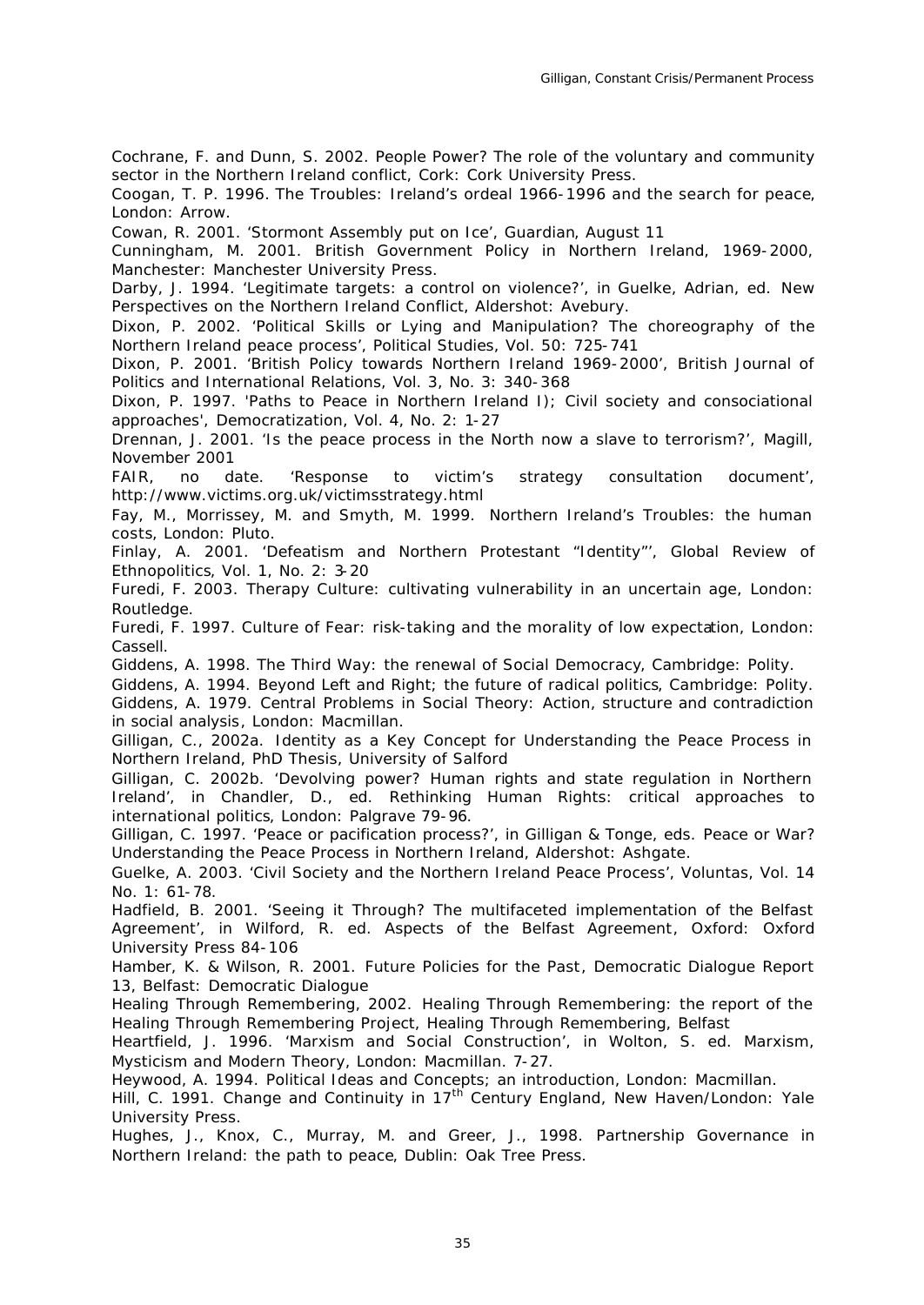Cochrane, F. and Dunn, S. 2002. People Power? The role of the voluntary and community sector in the Northern Ireland conflict, Cork: Cork University Press.

Coogan, T. P. 1996. The Troubles: Ireland's ordeal 1966-1996 and the search for peace, London: Arrow.

Cowan, R. 2001. 'Stormont Assembly put on Ice', Guardian, August 11

Cunningham, M. 2001. British Government Policy in Northern Ireland, 1969-2000, Manchester: Manchester University Press.

Darby, J. 1994. 'Legitimate targets: a control on violence?', in Guelke, Adrian, ed. New Perspectives on the Northern Ireland Conflict, Aldershot: Avebury.

Dixon, P. 2002. 'Political Skills or Lying and Manipulation? The choreography of the Northern Ireland peace process', Political Studies, Vol. 50: 725-741

Dixon, P. 2001. 'British Policy towards Northern Ireland 1969-2000', British Journal of Politics and International Relations, Vol. 3, No. 3: 340-368

Dixon, P. 1997. 'Paths to Peace in Northern Ireland I); Civil society and consociational approaches', Democratization, Vol. 4, No. 2: 1-27

Drennan, J. 2001. 'Is the peace process in the North now a slave to terrorism?', Magill, November 2001

FAIR, no date. 'Response to victim's strategy consultation document', http://www.victims.org.uk/victimsstrategy.html

Fay, M., Morrissey, M. and Smyth, M. 1999. Northern Ireland's Troubles: the human costs, London: Pluto.

Finlay, A. 2001. 'Defeatism and Northern Protestant "Identity"', Global Review of Ethnopolitics, Vol. 1, No. 2: 3-20

Furedi, F. 2003. Therapy Culture: cultivating vulnerability in an uncertain age, London: Routledge.

Furedi, F. 1997. Culture of Fear: risk-taking and the morality of low expectation, London: Cassell.

Giddens, A. 1998. The Third Way: the renewal of Social Democracy, Cambridge: Polity.

Giddens, A. 1994. Beyond Left and Right; the future of radical politics, Cambridge: Polity.

Giddens, A. 1979. Central Problems in Social Theory: Action, structure and contradiction in social analysis, London: Macmillan.

Gilligan, C., 2002a. Identity as a Key Concept for Understanding the Peace Process in Northern Ireland, PhD Thesis, University of Salford

Gilligan, C. 2002b. 'Devolving power? Human rights and state regulation in Northern Ireland', in Chandler, D., ed. Rethinking Human Rights: critical approaches to international politics, London: Palgrave 79-96.

Gilligan, C. 1997. 'Peace or pacification process?', in Gilligan & Tonge, eds. Peace or War? Understanding the Peace Process in Northern Ireland, Aldershot: Ashgate.

Guelke, A. 2003. 'Civil Society and the Northern Ireland Peace Process', Voluntas, Vol. 14 No. 1: 61-78.

Hadfield, B. 2001. 'Seeing it Through? The multifaceted implementation of the Belfast Agreement', in Wilford, R. ed. Aspects of the Belfast Agreement, Oxford: Oxford University Press 84-106

Hamber, K. & Wilson, R. 2001. Future Policies for the Past, Democratic Dialogue Report 13, Belfast: Democratic Dialogue

Healing Through Remembering, 2002. Healing Through Remembering: the report of the Healing Through Remembering Project, Healing Through Remembering, Belfast

Heartfield, J. 1996. 'Marxism and Social Construction', in Wolton, S. ed. Marxism, Mysticism and Modern Theory, London: Macmillan. 7-27.

Heywood, A. 1994. Political Ideas and Concepts; an introduction, London: Macmillan.

Hill, C. 1991. Change and Continuity in 17th Century England, New Haven/London: Yale University Press.

Hughes, J., Knox, C., Murray, M. and Greer, J., 1998. Partnership Governance in Northern Ireland: the path to peace, Dublin: Oak Tree Press.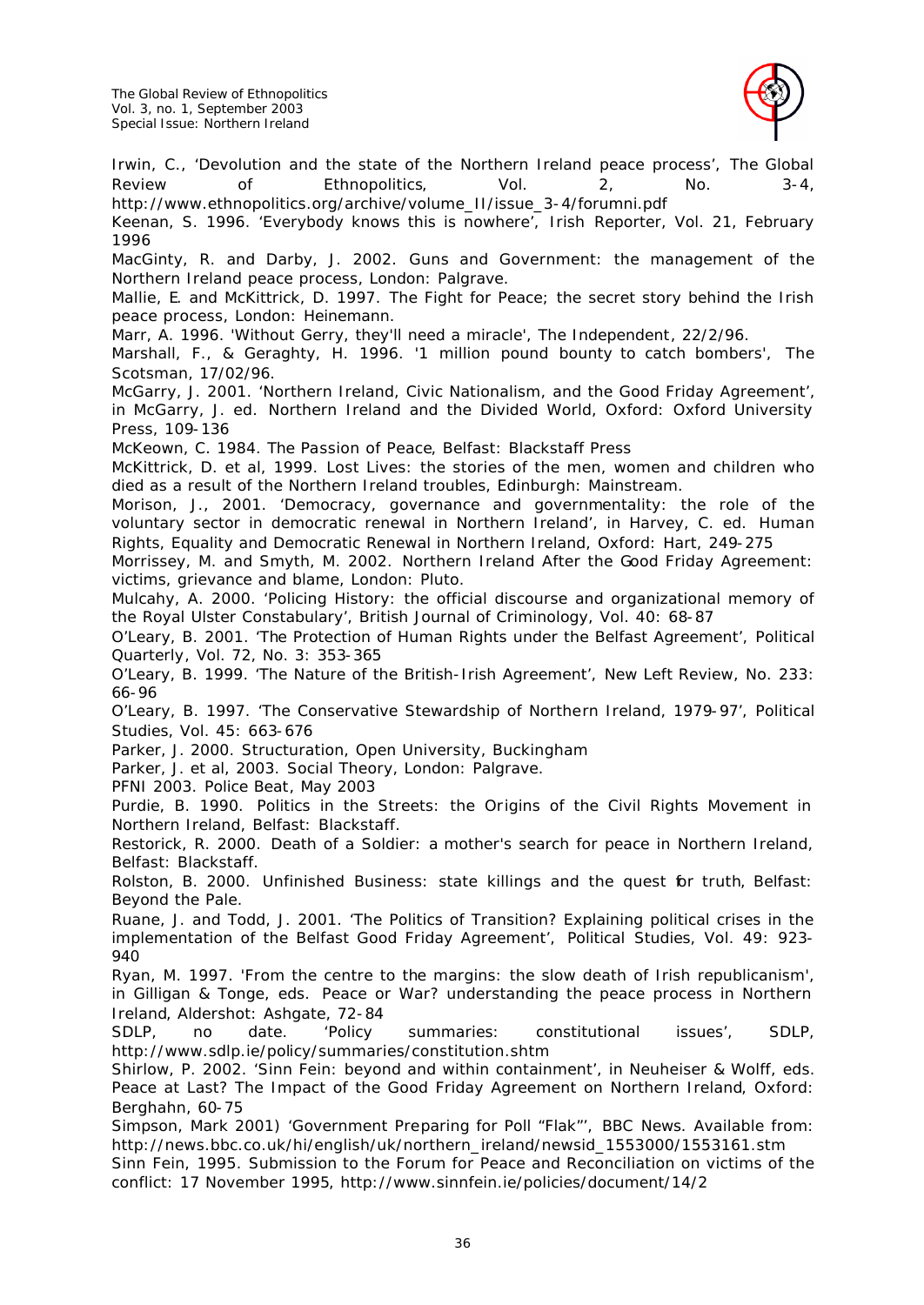Irwin, C., 'Devolution and the state of the Northern Ireland peace process', The Global Review of Ethnopolitics, Vol. 2, No. 3-4, http://www.ethnopolitics.org/archive/volume_II/issue_3-4/forumni.pdf

Keenan, S. 1996. 'Everybody knows this is nowhere', Irish Reporter, Vol. 21, February 1996

MacGinty, R. and Darby, J. 2002. Guns and Government: the management of the Northern Ireland peace process, London: Palgrave.

Mallie, E. and McKittrick, D. 1997. The Fight for Peace; the secret story behind the Irish peace process, London: Heinemann.

Marr, A. 1996. 'Without Gerry, they'll need a miracle', The Independent, 22/2/96.

Marshall, F., & Geraghty, H. 1996. '1 million pound bounty to catch bombers', The Scotsman, 17/02/96.

McGarry, J. 2001. 'Northern Ireland, Civic Nationalism, and the Good Friday Agreement', in McGarry, J. ed. Northern Ireland and the Divided World, Oxford: Oxford University Press, 109-136

McKeown, C. 1984. The Passion of Peace, Belfast: Blackstaff Press

McKittrick, D. et al, 1999. Lost Lives: the stories of the men, women and children who died as a result of the Northern Ireland troubles, Edinburgh: Mainstream.

Morison, J., 2001. 'Democracy, governance and governmentality: the role of the voluntary sector in democratic renewal in Northern Ireland', in Harvey, C. ed. Human Rights, Equality and Democratic Renewal in Northern Ireland, Oxford: Hart, 249-275

Morrissey, M. and Smyth, M. 2002. Northern Ireland After the Good Friday Agreement: victims, grievance and blame, London: Pluto.

Mulcahy, A. 2000. 'Policing History: the official discourse and organizational memory of the Royal Ulster Constabulary', British Journal of Criminology, Vol. 40: 68-87

O'Leary, B. 2001. 'The Protection of Human Rights under the Belfast Agreement', Political Quarterly, Vol. 72, No. 3: 353-365

O'Leary, B. 1999. 'The Nature of the British-Irish Agreement', New Left Review, No. 233: 66-96

O'Leary, B. 1997. 'The Conservative Stewardship of Northern Ireland, 1979-97', Political Studies, Vol. 45: 663-676

Parker, J. 2000. Structuration, Open University, Buckingham

Parker, J. et al, 2003. Social Theory, London: Palgrave.

PFNI 2003. Police Beat, May 2003

Purdie, B. 1990. Politics in the Streets: the Origins of the Civil Rights Movement in Northern Ireland, Belfast: Blackstaff.

Restorick, R. 2000. Death of a Soldier: a mother's search for peace in Northern Ireland, Belfast: Blackstaff.

Rolston, B. 2000. Unfinished Business: state killings and the quest for truth, Belfast: Beyond the Pale.

Ruane, J. and Todd, J. 2001. 'The Politics of Transition? Explaining political crises in the implementation of the Belfast Good Friday Agreement', Political Studies, Vol. 49: 923-940

Ryan, M. 1997. 'From the centre to the margins: the slow death of Irish republicanism', in Gilligan & Tonge, eds. Peace or War? understanding the peace process in Northern Ireland, Aldershot: Ashgate, 72-84

SDLP, no date. 'Policy summaries: constitutional issues', SDLP, http://www.sdlp.ie/policy/summaries/constitution.shtm

Shirlow, P. 2002. 'Sinn Fein: beyond and within containment', in Neuheiser & Wolff, eds. Peace at Last? The Impact of the Good Friday Agreement on Northern Ireland, Oxford: Berghahn, 60-75

Simpson, Mark 2001) 'Government Preparing for Poll "Flak"', BBC News. Available from: http://news.bbc.co.uk/hi/english/uk/northern_ireland/newsid_1553000/1553161.stm

Sinn Fein, 1995. Submission to the Forum for Peace and Reconciliation on victims of the conflict: 17 November 1995, http://www.sinnfein.ie/policies/document/14/2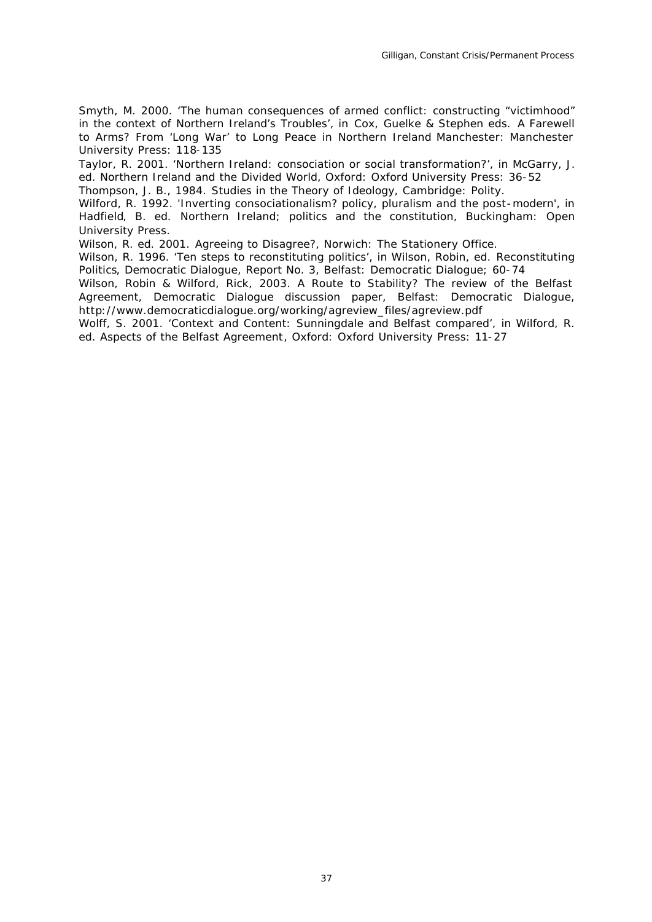Smyth, M. 2000. 'The human consequences of armed conflict: constructing "victimhood" in the context of Northern Ireland's Troubles', in Cox, Guelke & Stephen eds. A Farewell to Arms? From 'Long War' to Long Peace in Northern Ireland Manchester: Manchester University Press: 118-135

Taylor, R. 2001. 'Northern Ireland: consociation or social transformation?', in McGarry, J. ed. Northern Ireland and the Divided World, Oxford: Oxford University Press: 36-52

Thompson, J. B., 1984. Studies in the Theory of Ideology, Cambridge: Polity.

Wilford, R. 1992. 'Inverting consociationalism? policy, pluralism and the post-modern', in Hadfield, B. ed. Northern Ireland; politics and the constitution, Buckingham: Open University Press.

Wilson, R. ed. 2001. Agreeing to Disagree?, Norwich: The Stationery Office.

Wilson, R. 1996. 'Ten steps to reconstituting politics', in Wilson, Robin, ed. Reconstituting Politics, Democratic Dialogue, Report No. 3, Belfast: Democratic Dialogue; 60-74

Wilson, Robin & Wilford, Rick, 2003. A Route to Stability? The review of the Belfast Agreement, Democratic Dialogue discussion paper, Belfast: Democratic Dialogue, http://www.democraticdialogue.org/working/agreview_files/agreview.pdf

Wolff, S. 2001. 'Context and Content: Sunningdale and Belfast compared', in Wilford, R. ed. Aspects of the Belfast Agreement, Oxford: Oxford University Press: 11-27